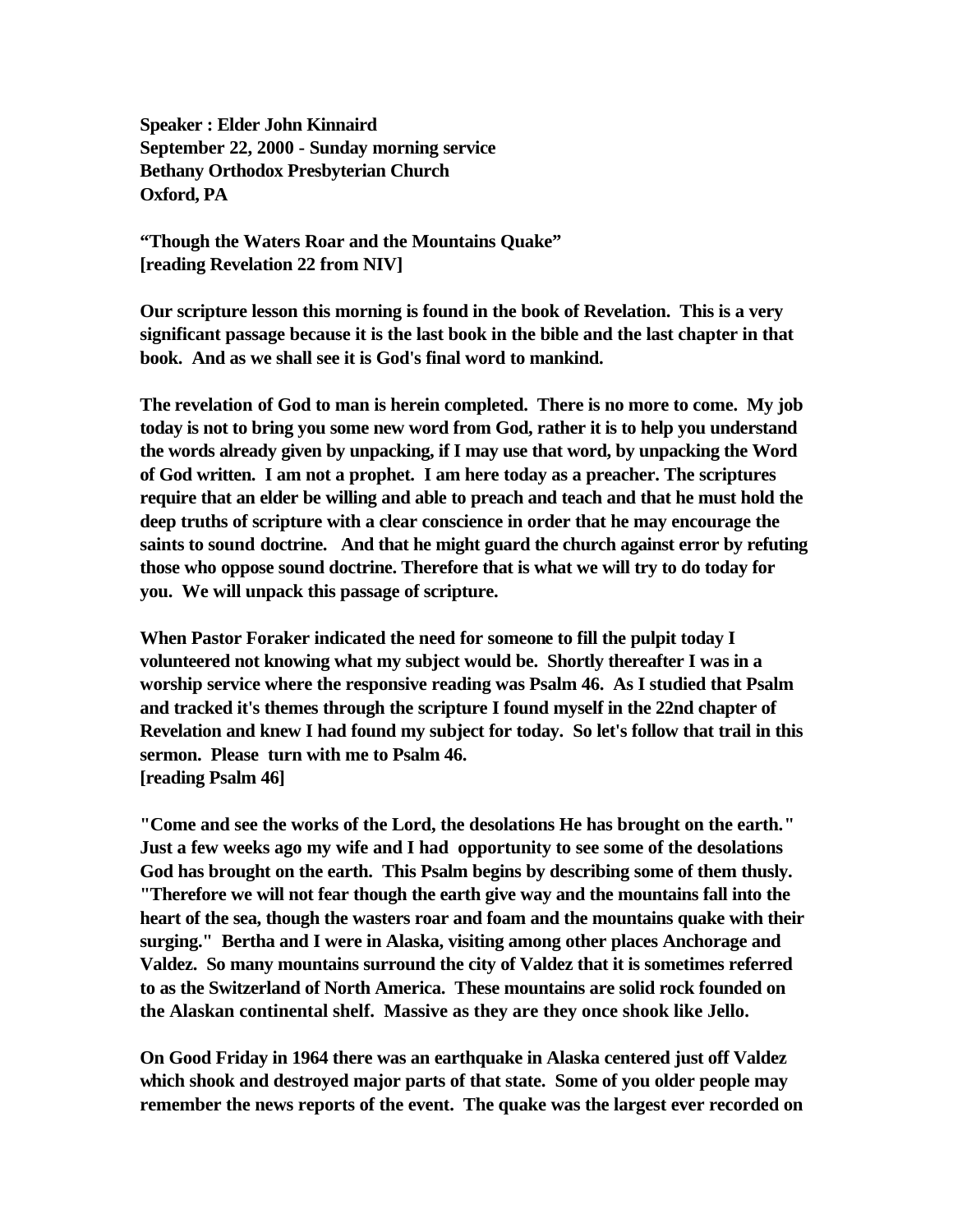**Speaker : Elder John Kinnaird**
**September 22, 2000 - Sunday morning service**
**Bethany Orthodox Presbyterian Church**
**Oxford, PA**

**"Though the Waters Roar and the Mountains Quake"**
**[reading Revelation 22 from NIV]**

**Our scripture lesson this morning is found in the book of Revelation. This is a very significant passage because it is the last book in the bible and the last chapter in that book. And as we shall see it is God's final word to mankind.**

**The revelation of God to man is herein completed. There is no more to come. My job today is not to bring you some new word from God, rather it is to help you understand the words already given by unpacking, if I may use that word, by unpacking the Word of God written. I am not a prophet. I am here today as a preacher. The scriptures require that an elder be willing and able to preach and teach and that he must hold the deep truths of scripture with a clear conscience in order that he may encourage the saints to sound doctrine. And that he might guard the church against error by refuting those who oppose sound doctrine. Therefore that is what we will try to do today for you. We will unpack this passage of scripture.**

**When Pastor Foraker indicated the need for someone to fill the pulpit today I volunteered not knowing what my subject would be. Shortly thereafter I was in a worship service where the responsive reading was Psalm 46. As I studied that Psalm and tracked it's themes through the scripture I found myself in the 22nd chapter of Revelation and knew I had found my subject for today. So let's follow that trail in this sermon. Please turn with me to Psalm 46.**
**[reading Psalm 46]**

**"Come and see the works of the Lord, the desolations He has brought on the earth." Just a few weeks ago my wife and I had opportunity to see some of the desolations God has brought on the earth. This Psalm begins by describing some of them thusly. "Therefore we will not fear though the earth give way and the mountains fall into the heart of the sea, though the wasters roar and foam and the mountains quake with their surging." Bertha and I were in Alaska, visiting among other places Anchorage and Valdez. So many mountains surround the city of Valdez that it is sometimes referred to as the Switzerland of North America. These mountains are solid rock founded on the Alaskan continental shelf. Massive as they are they once shook like Jello.**

**On Good Friday in 1964 there was an earthquake in Alaska centered just off Valdez which shook and destroyed major parts of that state. Some of you older people may remember the news reports of the event. The quake was the largest ever recorded on**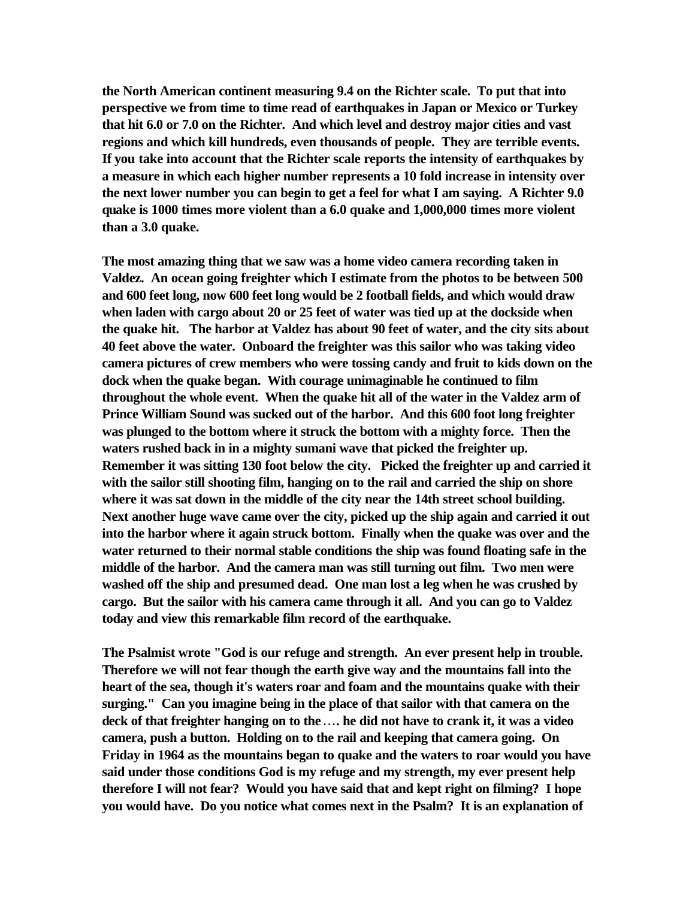**the North American continent measuring 9.4 on the Richter scale. To put that into perspective we from time to time read of earthquakes in Japan or Mexico or Turkey that hit 6.0 or 7.0 on the Richter. And which level and destroy major cities and vast regions and which kill hundreds, even thousands of people. They are terrible events. If you take into account that the Richter scale reports the intensity of earthquakes by a measure in which each higher number represents a 10 fold increase in intensity over the next lower number you can begin to get a feel for what I am saying. A Richter 9.0 quake is 1000 times more violent than a 6.0 quake and 1,000,000 times more violent than a 3.0 quake.**

**The most amazing thing that we saw was a home video camera recording taken in Valdez. An ocean going freighter which I estimate from the photos to be between 500 and 600 feet long, now 600 feet long would be 2 football fields, and which would draw when laden with cargo about 20 or 25 feet of water was tied up at the dockside when the quake hit. The harbor at Valdez has about 90 feet of water, and the city sits about 40 feet above the water. Onboard the freighter was this sailor who was taking video camera pictures of crew members who were tossing candy and fruit to kids down on the dock when the quake began. With courage unimaginable he continued to film throughout the whole event. When the quake hit all of the water in the Valdez arm of Prince William Sound was sucked out of the harbor. And this 600 foot long freighter was plunged to the bottom where it struck the bottom with a mighty force. Then the waters rushed back in in a mighty sumani wave that picked the freighter up. Remember it was sitting 130 foot below the city. Picked the freighter up and carried it with the sailor still shooting film, hanging on to the rail and carried the ship on shore where it was sat down in the middle of the city near the 14th street school building. Next another huge wave came over the city, picked up the ship again and carried it out into the harbor where it again struck bottom. Finally when the quake was over and the water returned to their normal stable conditions the ship was found floating safe in the middle of the harbor. And the camera man was still turning out film. Two men were washed off the ship and presumed dead. One man lost a leg when he was crushed by cargo. But the sailor with his camera came through it all. And you can go to Valdez today and view this remarkable film record of the earthquake.**

**The Psalmist wrote "God is our refuge and strength. An ever present help in trouble. Therefore we will not fear though the earth give way and the mountains fall into the heart of the sea, though it's waters roar and foam and the mountains quake with their surging." Can you imagine being in the place of that sailor with that camera on the deck of that freighter hanging on to the …. he did not have to crank it, it was a video camera, push a button. Holding on to the rail and keeping that camera going. On Friday in 1964 as the mountains began to quake and the waters to roar would you have said under those conditions God is my refuge and my strength, my ever present help therefore I will not fear? Would you have said that and kept right on filming? I hope you would have. Do you notice what comes next in the Psalm? It is an explanation of**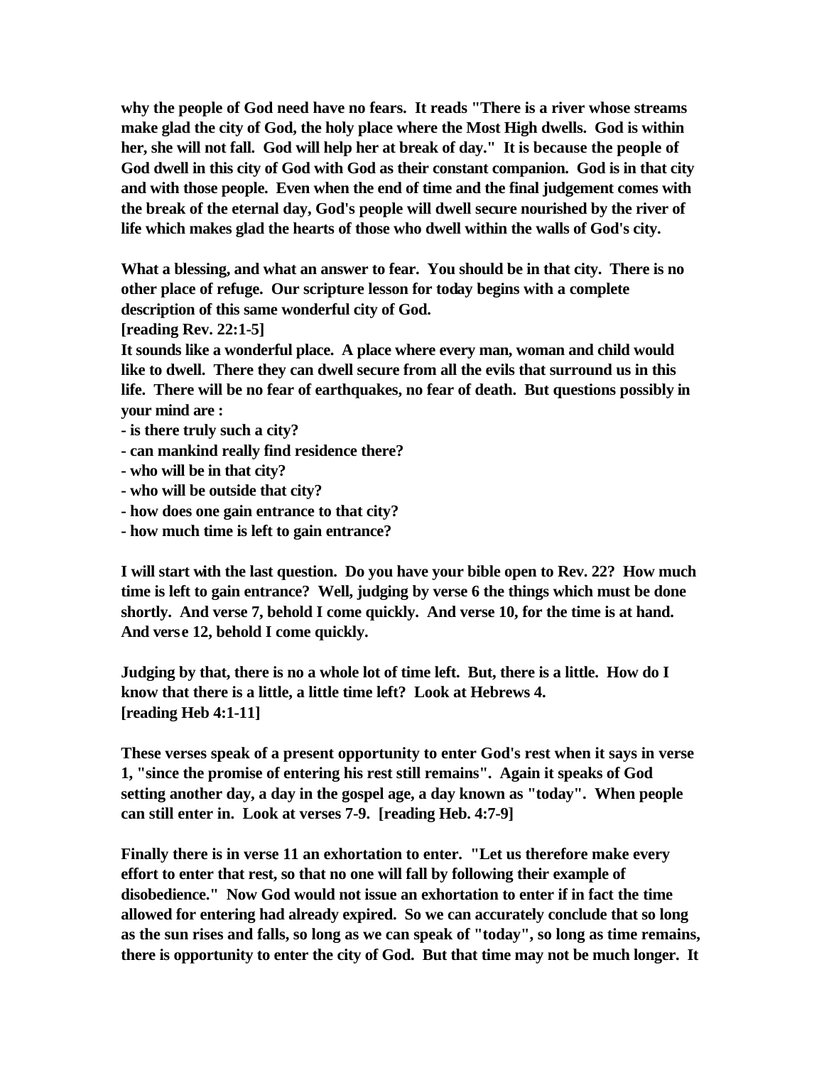**why the people of God need have no fears. It reads "There is a river whose streams make glad the city of God, the holy place where the Most High dwells. God is within her, she will not fall. God will help her at break of day." It is because the people of God dwell in this city of God with God as their constant companion. God is in that city and with those people. Even when the end of time and the final judgement comes with the break of the eternal day, God's people will dwell secure nourished by the river of life which makes glad the hearts of those who dwell within the walls of God's city.**

**What a blessing, and what an answer to fear. You should be in that city. There is no other place of refuge. Our scripture lesson for today begins with a complete description of this same wonderful city of God.**
**[reading Rev. 22:1-5]**
**It sounds like a wonderful place. A place where every man, woman and child would like to dwell. There they can dwell secure from all the evils that surround us in this life. There will be no fear of earthquakes, no fear of death. But questions possibly in your mind are :**
**- is there truly such a city?**
**- can mankind really find residence there?**
**- who will be in that city?**
**- who will be outside that city?**
**- how does one gain entrance to that city?**
**- how much time is left to gain entrance?**

**I will start with the last question. Do you have your bible open to Rev. 22? How much time is left to gain entrance? Well, judging by verse 6 the things which must be done shortly. And verse 7, behold I come quickly. And verse 10, for the time is at hand. And verse 12, behold I come quickly.**

**Judging by that, there is no a whole lot of time left. But, there is a little. How do I know that there is a little, a little time left? Look at Hebrews 4.**
**[reading Heb 4:1-11]**

**These verses speak of a present opportunity to enter God's rest when it says in verse 1, "since the promise of entering his rest still remains". Again it speaks of God setting another day, a day in the gospel age, a day known as "today". When people can still enter in. Look at verses 7-9. [reading Heb. 4:7-9]**

**Finally there is in verse 11 an exhortation to enter. "Let us therefore make every effort to enter that rest, so that no one will fall by following their example of disobedience." Now God would not issue an exhortation to enter if in fact the time allowed for entering had already expired. So we can accurately conclude that so long as the sun rises and falls, so long as we can speak of "today", so long as time remains, there is opportunity to enter the city of God. But that time may not be much longer. It**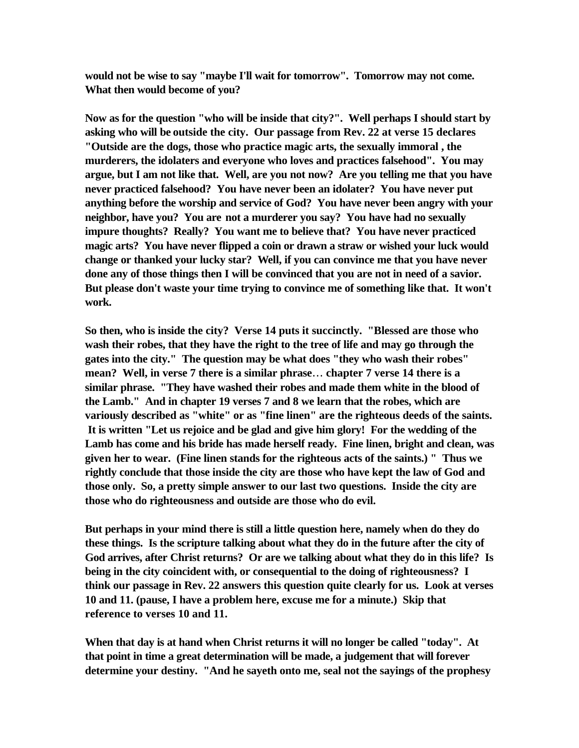**would not be wise to say "maybe I'll wait for tomorrow". Tomorrow may not come. What then would become of you?**

**Now as for the question "who will be inside that city?". Well perhaps I should start by asking who will be outside the city. Our passage from Rev. 22 at verse 15 declares "Outside are the dogs, those who practice magic arts, the sexually immoral , the murderers, the idolaters and everyone who loves and practices falsehood". You may argue, but I am not like that. Well, are you not now? Are you telling me that you have never practiced falsehood? You have never been an idolater? You have never put anything before the worship and service of God? You have never been angry with your neighbor, have you? You are not a murderer you say? You have had no sexually impure thoughts? Really? You want me to believe that? You have never practiced magic arts? You have never flipped a coin or drawn a straw or wished your luck would change or thanked your lucky star? Well, if you can convince me that you have never done any of those things then I will be convinced that you are not in need of a savior. But please don't waste your time trying to convince me of something like that. It won't work.**

**So then, who is inside the city? Verse 14 puts it succinctly. "Blessed are those who wash their robes, that they have the right to the tree of life and may go through the gates into the city." The question may be what does "they who wash their robes" mean? Well, in verse 7 there is a similar phrase… chapter 7 verse 14 there is a similar phrase. "They have washed their robes and made them white in the blood of the Lamb." And in chapter 19 verses 7 and 8 we learn that the robes, which are variously described as "white" or as "fine linen" are the righteous deeds of the saints. It is written "Let us rejoice and be glad and give him glory! For the wedding of the Lamb has come and his bride has made herself ready. Fine linen, bright and clean, was given her to wear. (Fine linen stands for the righteous acts of the saints.) " Thus we rightly conclude that those inside the city are those who have kept the law of God and those only. So, a pretty simple answer to our last two questions. Inside the city are those who do righteousness and outside are those who do evil.**

**But perhaps in your mind there is still a little question here, namely when do they do these things. Is the scripture talking about what they do in the future after the city of God arrives, after Christ returns? Or are we talking about what they do in this life? Is being in the city coincident with, or consequential to the doing of righteousness? I think our passage in Rev. 22 answers this question quite clearly for us. Look at verses 10 and 11. (pause, I have a problem here, excuse me for a minute.) Skip that reference to verses 10 and 11.**

**When that day is at hand when Christ returns it will no longer be called "today". At that point in time a great determination will be made, a judgement that will forever determine your destiny. "And he sayeth onto me, seal not the sayings of the prophesy**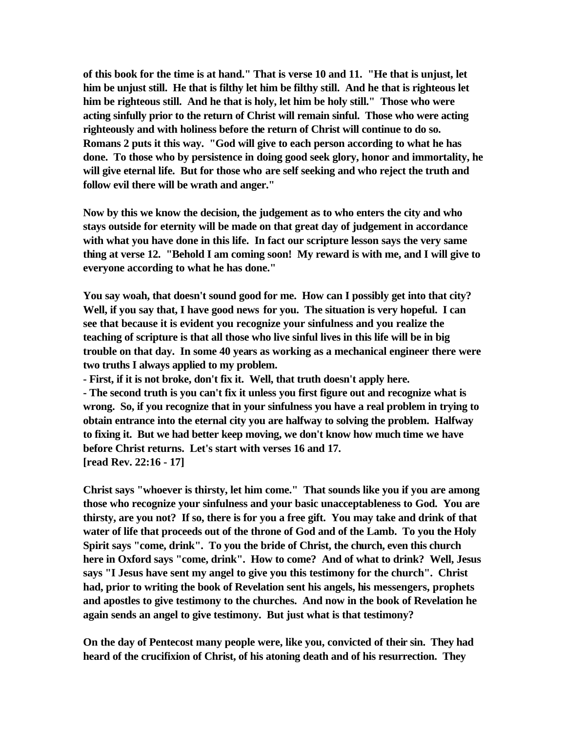**of this book for the time is at hand." That is verse 10 and 11. "He that is unjust, let him be unjust still. He that is filthy let him be filthy still. And he that is righteous let him be righteous still. And he that is holy, let him be holy still." Those who were acting sinfully prior to the return of Christ will remain sinful. Those who were acting righteously and with holiness before the return of Christ will continue to do so. Romans 2 puts it this way. "God will give to each person according to what he has done. To those who by persistence in doing good seek glory, honor and immortality, he will give eternal life. But for those who are self seeking and who reject the truth and follow evil there will be wrath and anger."**

**Now by this we know the decision, the judgement as to who enters the city and who stays outside for eternity will be made on that great day of judgement in accordance with what you have done in this life. In fact our scripture lesson says the very same thing at verse 12. "Behold I am coming soon! My reward is with me, and I will give to everyone according to what he has done."**

**You say woah, that doesn't sound good for me. How can I possibly get into that city? Well, if you say that, I have good news for you. The situation is very hopeful. I can see that because it is evident you recognize your sinfulness and you realize the teaching of scripture is that all those who live sinful lives in this life will be in big trouble on that day. In some 40 years as working as a mechanical engineer there were two truths I always applied to my problem.**

**- First, if it is not broke, don't fix it. Well, that truth doesn't apply here.**
**- The second truth is you can't fix it unless you first figure out and recognize what is wrong. So, if you recognize that in your sinfulness you have a real problem in trying to obtain entrance into the eternal city you are halfway to solving the problem. Halfway to fixing it. But we had better keep moving, we don't know how much time we have before Christ returns. Let's start with verses 16 and 17.**
**[read Rev. 22:16 - 17]**

**Christ says "whoever is thirsty, let him come." That sounds like you if you are among those who recognize your sinfulness and your basic unacceptableness to God. You are thirsty, are you not? If so, there is for you a free gift. You may take and drink of that water of life that proceeds out of the throne of God and of the Lamb. To you the Holy Spirit says "come, drink". To you the bride of Christ, the church, even this church here in Oxford says "come, drink". How to come? And of what to drink? Well, Jesus says "I Jesus have sent my angel to give you this testimony for the church". Christ had, prior to writing the book of Revelation sent his angels, his messengers, prophets and apostles to give testimony to the churches. And now in the book of Revelation he again sends an angel to give testimony. But just what is that testimony?**

**On the day of Pentecost many people were, like you, convicted of their sin. They had heard of the crucifixion of Christ, of his atoning death and of his resurrection. They**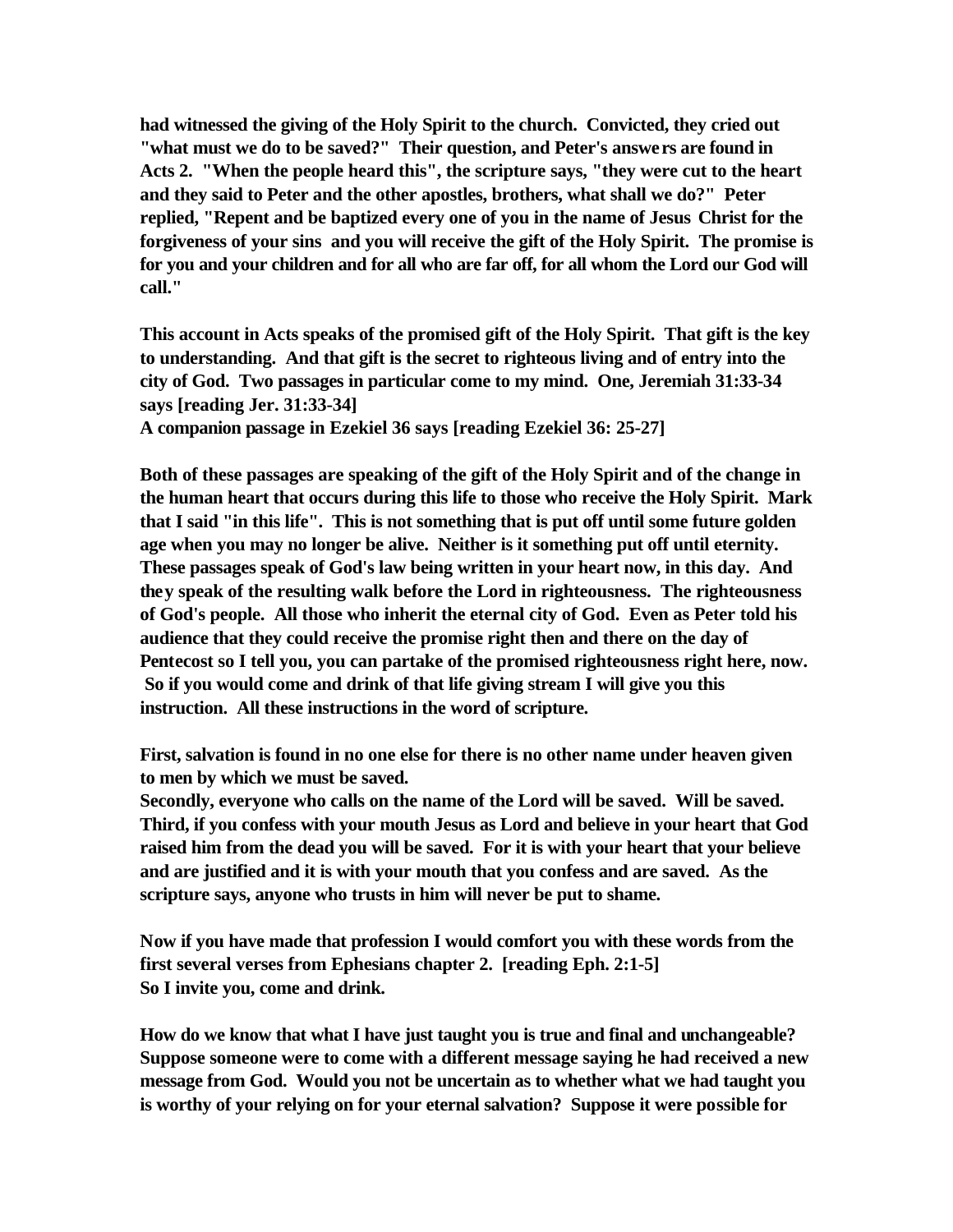**had witnessed the giving of the Holy Spirit to the church. Convicted, they cried out "what must we do to be saved?" Their question, and Peter's answers are found in Acts 2. "When the people heard this", the scripture says, "they were cut to the heart and they said to Peter and the other apostles, brothers, what shall we do?" Peter replied, "Repent and be baptized every one of you in the name of Jesus Christ for the forgiveness of your sins and you will receive the gift of the Holy Spirit. The promise is for you and your children and for all who are far off, for all whom the Lord our God will call."**

**This account in Acts speaks of the promised gift of the Holy Spirit. That gift is the key to understanding. And that gift is the secret to righteous living and of entry into the city of God. Two passages in particular come to my mind. One, Jeremiah 31:33-34 says [reading Jer. 31:33-34]**
**A companion passage in Ezekiel 36 says [reading Ezekiel 36: 25-27]**

**Both of these passages are speaking of the gift of the Holy Spirit and of the change in the human heart that occurs during this life to those who receive the Holy Spirit. Mark that I said "in this life". This is not something that is put off until some future golden age when you may no longer be alive. Neither is it something put off until eternity. These passages speak of God's law being written in your heart now, in this day. And they speak of the resulting walk before the Lord in righteousness. The righteousness of God's people. All those who inherit the eternal city of God. Even as Peter told his audience that they could receive the promise right then and there on the day of Pentecost so I tell you, you can partake of the promised righteousness right here, now. So if you would come and drink of that life giving stream I will give you this instruction. All these instructions in the word of scripture.**

**First, salvation is found in no one else for there is no other name under heaven given to men by which we must be saved.**
**Secondly, everyone who calls on the name of the Lord will be saved. Will be saved.**
**Third, if you confess with your mouth Jesus as Lord and believe in your heart that God raised him from the dead you will be saved. For it is with your heart that your believe and are justified and it is with your mouth that you confess and are saved. As the scripture says, anyone who trusts in him will never be put to shame.**

**Now if you have made that profession I would comfort you with these words from the first several verses from Ephesians chapter 2. [reading Eph. 2:1-5]**
**So I invite you, come and drink.**

**How do we know that what I have just taught you is true and final and unchangeable? Suppose someone were to come with a different message saying he had received a new message from God. Would you not be uncertain as to whether what we had taught you is worthy of your relying on for your eternal salvation? Suppose it were possible for**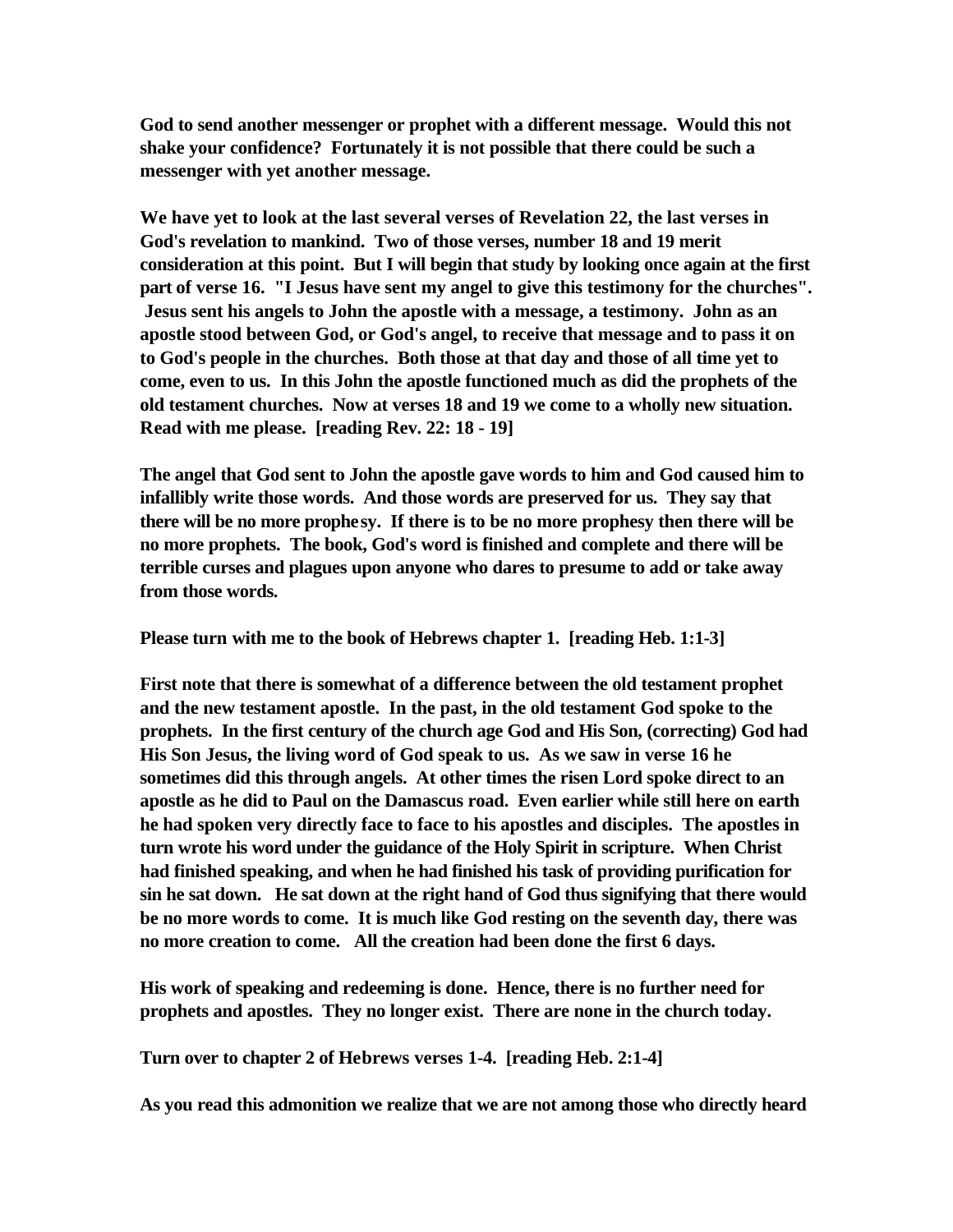**God to send another messenger or prophet with a different message. Would this not shake your confidence? Fortunately it is not possible that there could be such a messenger with yet another message.**

**We have yet to look at the last several verses of Revelation 22, the last verses in God's revelation to mankind. Two of those verses, number 18 and 19 merit consideration at this point. But I will begin that study by looking once again at the first part of verse 16. "I Jesus have sent my angel to give this testimony for the churches". Jesus sent his angels to John the apostle with a message, a testimony. John as an apostle stood between God, or God's angel, to receive that message and to pass it on to God's people in the churches. Both those at that day and those of all time yet to come, even to us. In this John the apostle functioned much as did the prophets of the old testament churches. Now at verses 18 and 19 we come to a wholly new situation. Read with me please. [reading Rev. 22: 18 - 19]**

**The angel that God sent to John the apostle gave words to him and God caused him to infallibly write those words. And those words are preserved for us. They say that there will be no more prophesy. If there is to be no more prophesy then there will be no more prophets. The book, God's word is finished and complete and there will be terrible curses and plagues upon anyone who dares to presume to add or take away from those words.**

**Please turn with me to the book of Hebrews chapter 1. [reading Heb. 1:1-3]**

**First note that there is somewhat of a difference between the old testament prophet and the new testament apostle. In the past, in the old testament God spoke to the prophets. In the first century of the church age God and His Son, (correcting) God had His Son Jesus, the living word of God speak to us. As we saw in verse 16 he sometimes did this through angels. At other times the risen Lord spoke direct to an apostle as he did to Paul on the Damascus road. Even earlier while still here on earth he had spoken very directly face to face to his apostles and disciples. The apostles in turn wrote his word under the guidance of the Holy Spirit in scripture. When Christ had finished speaking, and when he had finished his task of providing purification for sin he sat down. He sat down at the right hand of God thus signifying that there would be no more words to come. It is much like God resting on the seventh day, there was no more creation to come. All the creation had been done the first 6 days.**

**His work of speaking and redeeming is done. Hence, there is no further need for prophets and apostles. They no longer exist. There are none in the church today.**

**Turn over to chapter 2 of Hebrews verses 1-4. [reading Heb. 2:1-4]**

**As you read this admonition we realize that we are not among those who directly heard**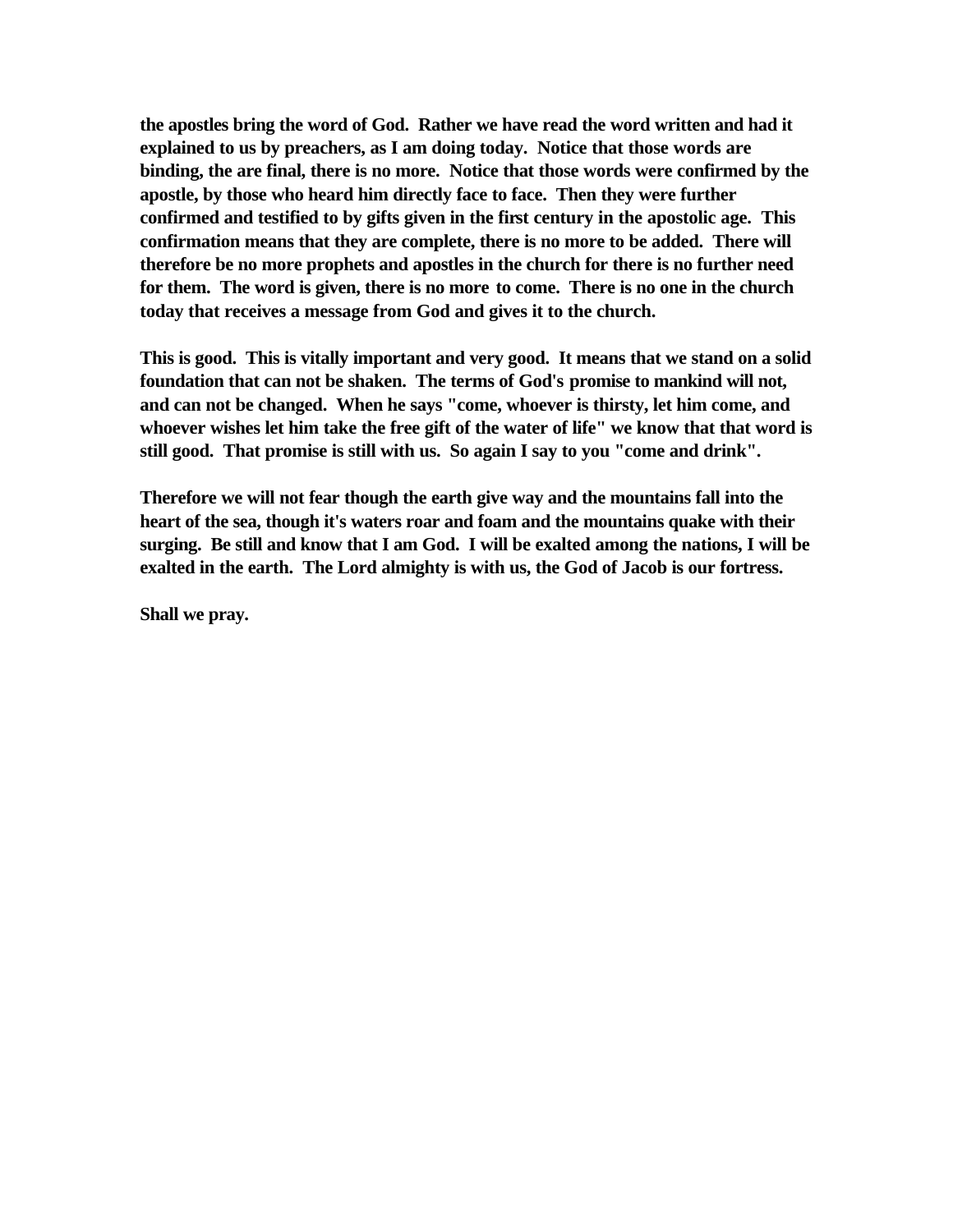**the apostles bring the word of God. Rather we have read the word written and had it explained to us by preachers, as I am doing today. Notice that those words are binding, the are final, there is no more. Notice that those words were confirmed by the apostle, by those who heard him directly face to face. Then they were further confirmed and testified to by gifts given in the first century in the apostolic age. This confirmation means that they are complete, there is no more to be added. There will therefore be no more prophets and apostles in the church for there is no further need for them. The word is given, there is no more to come. There is no one in the church today that receives a message from God and gives it to the church.**

**This is good. This is vitally important and very good. It means that we stand on a solid foundation that can not be shaken. The terms of God's promise to mankind will not, and can not be changed. When he says "come, whoever is thirsty, let him come, and whoever wishes let him take the free gift of the water of life" we know that that word is still good. That promise is still with us. So again I say to you "come and drink".**

**Therefore we will not fear though the earth give way and the mountains fall into the heart of the sea, though it's waters roar and foam and the mountains quake with their surging. Be still and know that I am God. I will be exalted among the nations, I will be exalted in the earth. The Lord almighty is with us, the God of Jacob is our fortress.**

**Shall we pray.**